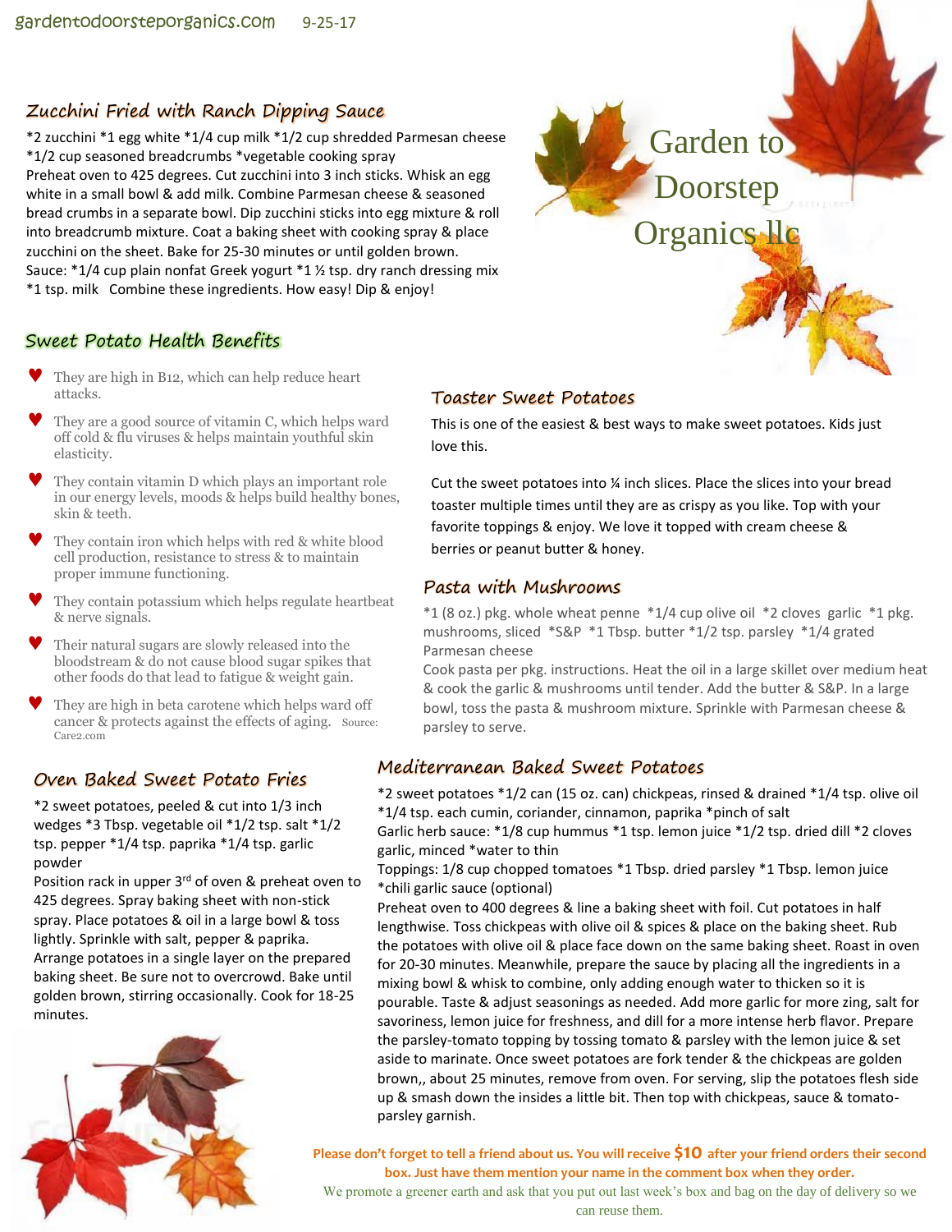gardentodoorsteporganics.com 9-25-17

# Garden to Doorstep Organics llc

## Zucchini Fried with Ranch Dipping Sauce

*2 zucchini *1 egg white *1/4 cup milk *1/2 cup shredded Parmesan cheese *1/2 cup seasoned breadcrumbs *vegetable cooking spray

Preheat oven to 425 degrees. Cut zucchini into 3 inch sticks. Whisk an egg white in a small bowl & add milk. Combine Parmesan cheese & seasoned bread crumbs in a separate bowl. Dip zucchini sticks into egg mixture & roll into breadcrumb mixture. Coat a baking sheet with cooking spray & place zucchini on the sheet. Bake for 25-30 minutes or until golden brown.

Sauce: *1/4 cup plain nonfat Greek yogurt *1 ½ tsp. dry ranch dressing mix *1 tsp. milk Combine these ingredients. How easy! Dip & enjoy!

## Sweet Potato Health Benefits

- They are high in B12, which can help reduce heart attacks.
- They are a good source of vitamin C, which helps ward off cold & flu viruses & helps maintain youthful skin elasticity.
- They contain vitamin D which plays an important role in our energy levels, moods & helps build healthy bones, skin & teeth.
- They contain iron which helps with red & white blood cell production, resistance to stress & to maintain proper immune functioning.
- They contain potassium which helps regulate heartbeat & nerve signals.
- Their natural sugars are slowly released into the bloodstream & do not cause blood sugar spikes that other foods do that lead to fatigue & weight gain.
- They are high in beta carotene which helps ward off cancer & protects against the effects of aging. Source: Care2.com

## Oven Baked Sweet Potato Fries

*2 sweet potatoes, peeled & cut into 1/3 inch wedges *3 Tbsp. vegetable oil *1/2 tsp. salt *1/2 tsp. pepper *1/4 tsp. paprika *1/4 tsp. garlic powder

Position rack in upper 3rd of oven & preheat oven to 425 degrees. Spray baking sheet with non-stick spray. Place potatoes & oil in a large bowl & toss lightly. Sprinkle with salt, pepper & paprika. Arrange potatoes in a single layer on the prepared baking sheet. Be sure not to overcrowd. Bake until golden brown, stirring occasionally. Cook for 18-25 minutes.

## Toaster Sweet Potatoes

This is one of the easiest & best ways to make sweet potatoes. Kids just love this.

Cut the sweet potatoes into ¼ inch slices. Place the slices into your bread toaster multiple times until they are as crispy as you like. Top with your favorite toppings & enjoy. We love it topped with cream cheese & berries or peanut butter & honey.

## Pasta with Mushrooms

*1 (8 oz.) pkg. whole wheat penne *1/4 cup olive oil *2 cloves garlic *1 pkg. mushrooms, sliced *S&P *1 Tbsp. butter *1/2 tsp. parsley *1/4 grated Parmesan cheese

Cook pasta per pkg. instructions. Heat the oil in a large skillet over medium heat & cook the garlic & mushrooms until tender. Add the butter & S&P. In a large bowl, toss the pasta & mushroom mixture. Sprinkle with Parmesan cheese & parsley to serve.

## Mediterranean Baked Sweet Potatoes

*2 sweet potatoes *1/2 can (15 oz. can) chickpeas, rinsed & drained *1/4 tsp. olive oil *1/4 tsp. each cumin, coriander, cinnamon, paprika *pinch of salt

Garlic herb sauce: *1/8 cup hummus *1 tsp. lemon juice *1/2 tsp. dried dill *2 cloves garlic, minced *water to thin

Toppings: 1/8 cup chopped tomatoes *1 Tbsp. dried parsley *1 Tbsp. lemon juice *chili garlic sauce (optional)

Preheat oven to 400 degrees & line a baking sheet with foil. Cut potatoes in half lengthwise. Toss chickpeas with olive oil & spices & place on the baking sheet. Rub the potatoes with olive oil & place face down on the same baking sheet. Roast in oven for 20-30 minutes. Meanwhile, prepare the sauce by placing all the ingredients in a mixing bowl & whisk to combine, only adding enough water to thicken so it is pourable. Taste & adjust seasonings as needed. Add more garlic for more zing, salt for savoriness, lemon juice for freshness, and dill for a more intense herb flavor. Prepare the parsley-tomato topping by tossing tomato & parsley with the lemon juice & set aside to marinate. Once sweet potatoes are fork tender & the chickpeas are golden brown,, about 25 minutes, remove from oven. For serving, slip the potatoes flesh side up & smash down the insides a little bit. Then top with chickpeas, sauce & tomato-parsley garnish.

**Please don't forget to tell a friend about us. You will receive $10 after your friend orders their second box. Just have them mention your name in the comment box when they order.**

We promote a greener earth and ask that you put out last week's box and bag on the day of delivery so we can reuse them.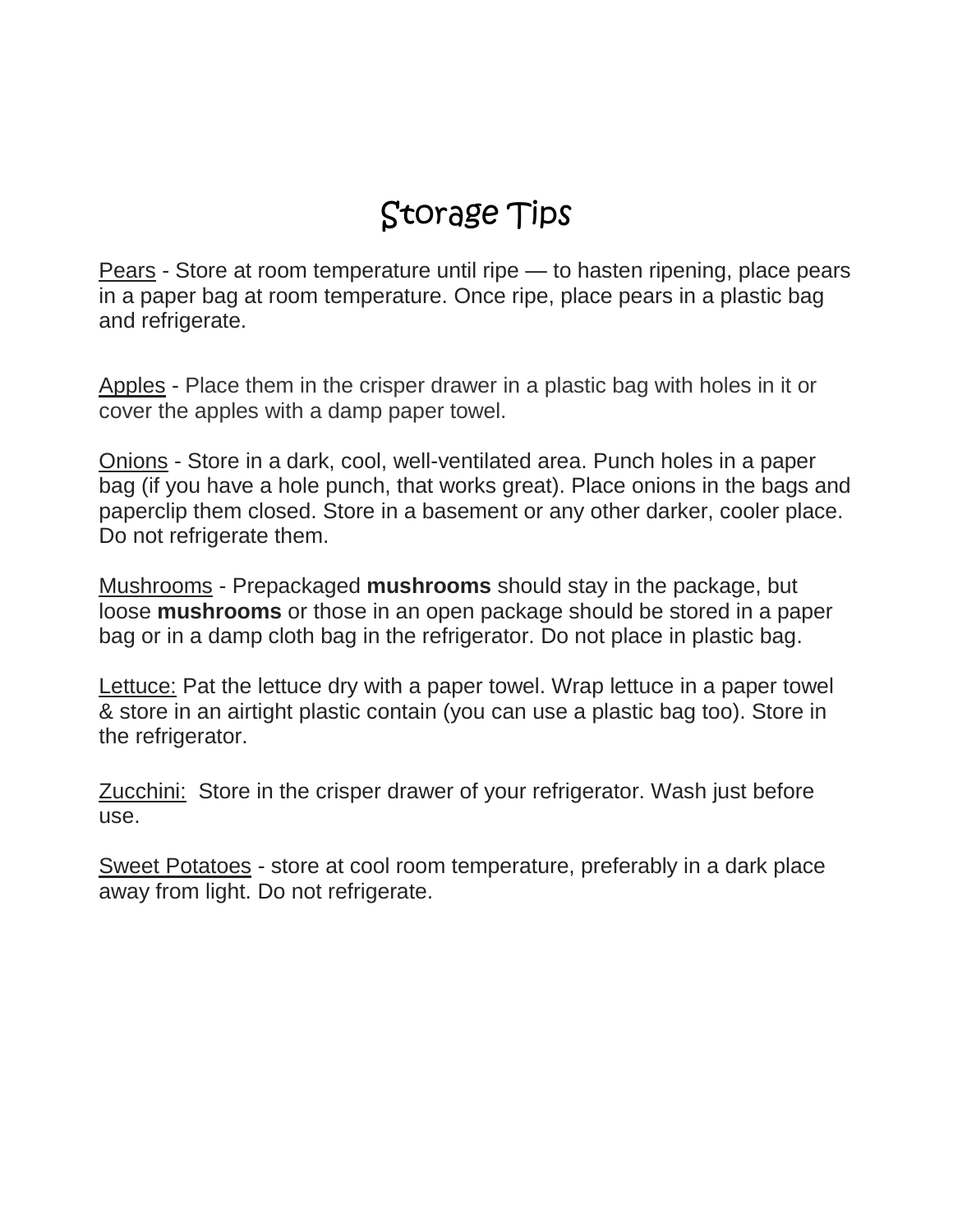# Storage Tips

Pears - Store at room temperature until ripe — to hasten ripening, place pears in a paper bag at room temperature. Once ripe, place pears in a plastic bag and refrigerate.

Apples - Place them in the crisper drawer in a plastic bag with holes in it or cover the apples with a damp paper towel.

Onions - Store in a dark, cool, well-ventilated area. Punch holes in a paper bag (if you have a hole punch, that works great). Place onions in the bags and paperclip them closed. Store in a basement or any other darker, cooler place. Do not refrigerate them.

Mushrooms - Prepackaged **mushrooms** should stay in the package, but loose **mushrooms** or those in an open package should be stored in a paper bag or in a damp cloth bag in the refrigerator. Do not place in plastic bag.

Lettuce: Pat the lettuce dry with a paper towel. Wrap lettuce in a paper towel & store in an airtight plastic contain (you can use a plastic bag too). Store in the refrigerator.

Zucchini: Store in the crisper drawer of your refrigerator. Wash just before use.

Sweet Potatoes - store at cool room temperature, preferably in a dark place away from light. Do not refrigerate.